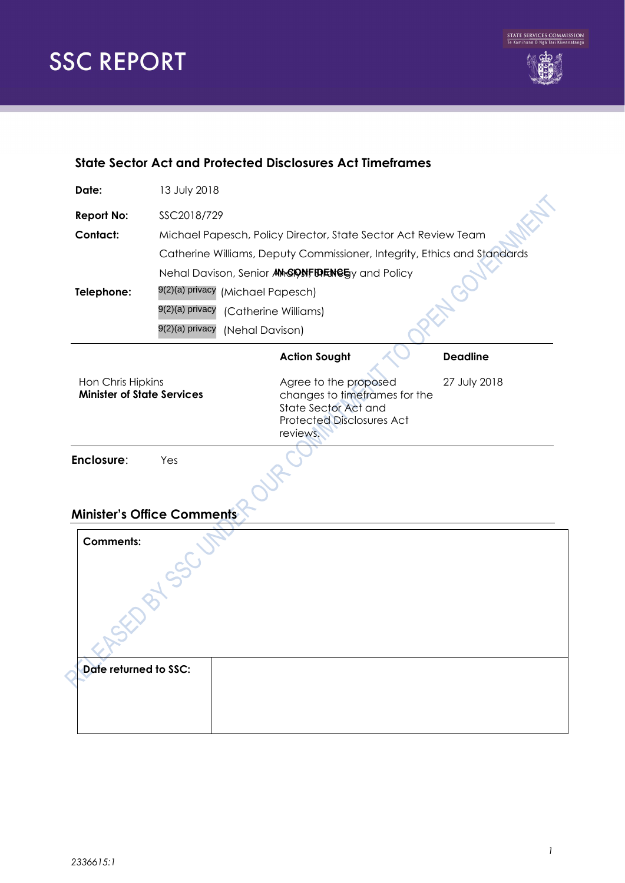# SSC REPORT

## State Sector Act and Protected Disclosures Act Timeframes

**Date:** 13 July 2018

**Report No:** SSC2018/729

**Contact:** Michael Papesch, Policy Director, State Sector Act Review Team

Catherine Williams, Deputy Commissioner, Integrity, Ethics and Standards

Nehal Davison, Senior Analyst, Strategy and Policy

**IN-CONFIDENCE**

**Telephone:** 9(2)(a) privacy (Michael Papesch)

9(2)(a) privacy (Catherine Williams)

9(2)(a) privacy (Nehal Davison)

| | **Action Sought** | **Deadline** |
|---|---|---|
| Hon Chris Hipkins<br>**Minister of State Services** | Agree to the proposed changes to timeframes for the State Sector Act and Protected Disclosures Act reviews. | 27 July 2018 |

**Enclosure**: Yes

### Minister's Office Comments

| **Comments:** | |
|---|---|
| **Date returned to SSC:** | |

RELEASED BY SSC UNDER OUR COMMITMENT TO OPEN GOVERNMENT

2336615:1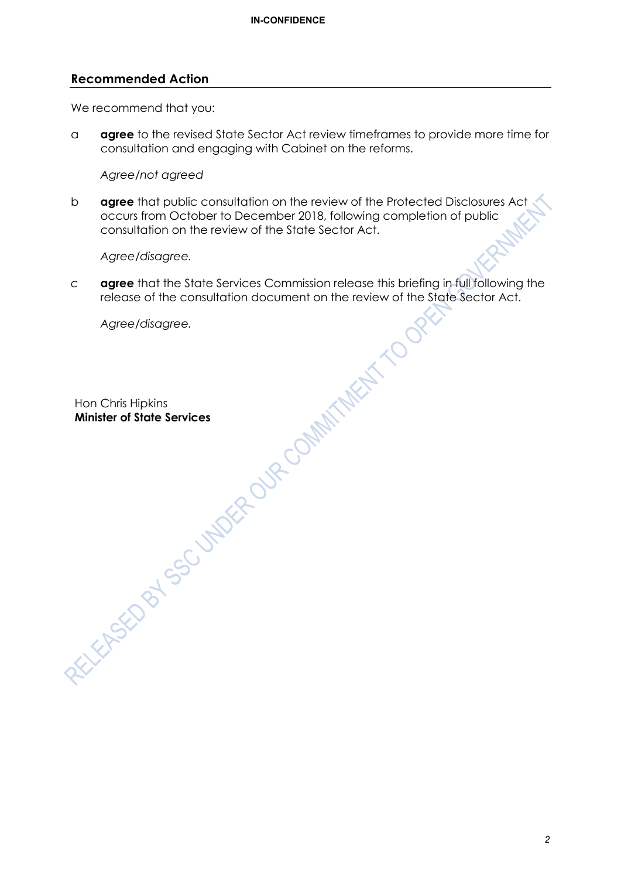## Recommended Action

We recommend that you:

a **agree** to the revised State Sector Act review timeframes to provide more time for consultation and engaging with Cabinet on the reforms.

*Agree/not agreed*

b **agree** that public consultation on the review of the Protected Disclosures Act occurs from October to December 2018, following completion of public consultation on the review of the State Sector Act.

*Agree/disagree.*

c **agree** that the State Services Commission release this briefing in full following the release of the consultation document on the review of the State Sector Act.

*Agree/disagree.*

Hon Chris Hipkins
**Minister of State Services**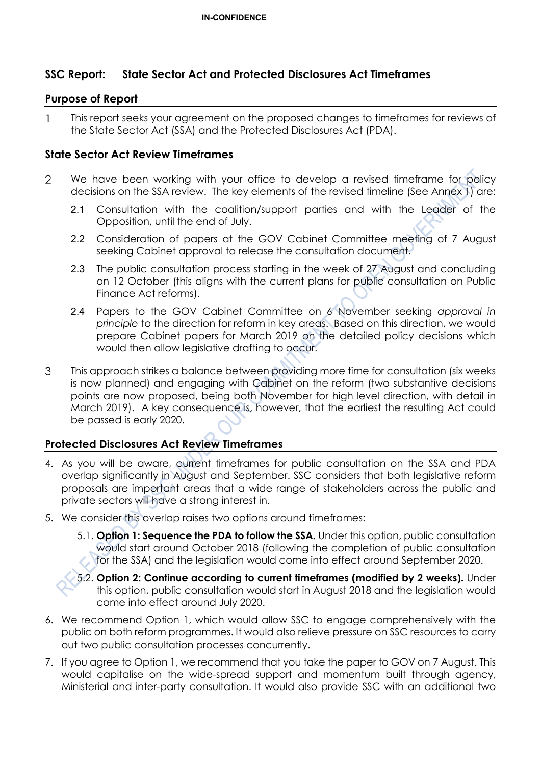## SSC Report: State Sector Act and Protected Disclosures Act Timeframes

### Purpose of Report

1 This report seeks your agreement on the proposed changes to timeframes for reviews of the State Sector Act (SSA) and the Protected Disclosures Act (PDA).

### State Sector Act Review Timeframes

2 We have been working with your office to develop a revised timeframe for policy decisions on the SSA review. The key elements of the revised timeline (See Annex 1) are:

2.1 Consultation with the coalition/support parties and with the Leader of the Opposition, until the end of July.

2.2 Consideration of papers at the GOV Cabinet Committee meeting of 7 August seeking Cabinet approval to release the consultation document.

2.3 The public consultation process starting in the week of 27 August and concluding on 12 October (this aligns with the current plans for public consultation on Public Finance Act reforms).

2.4 Papers to the GOV Cabinet Committee on 6 November seeking *approval in principle* to the direction for reform in key areas. Based on this direction, we would prepare Cabinet papers for March 2019 on the detailed policy decisions which would then allow legislative drafting to occur.

3 This approach strikes a balance between providing more time for consultation (six weeks is now planned) and engaging with Cabinet on the reform (two substantive decisions points are now proposed, being both November for high level direction, with detail in March 2019). A key consequence is, however, that the earliest the resulting Act could be passed is early 2020.

### Protected Disclosures Act Review Timeframes

4. As you will be aware, current timeframes for public consultation on the SSA and PDA overlap significantly in August and September. SSC considers that both legislative reform proposals are important areas that a wide range of stakeholders across the public and private sectors will have a strong interest in.

5. We consider this overlap raises two options around timeframes:

5.1. **Option 1: Sequence the PDA to follow the SSA.** Under this option, public consultation would start around October 2018 (following the completion of public consultation for the SSA) and the legislation would come into effect around September 2020.

5.2. **Option 2: Continue according to current timeframes (modified by 2 weeks).** Under this option, public consultation would start in August 2018 and the legislation would come into effect around July 2020.

6. We recommend Option 1, which would allow SSC to engage comprehensively with the public on both reform programmes. It would also relieve pressure on SSC resources to carry out two public consultation processes concurrently.

7. If you agree to Option 1, we recommend that you take the paper to GOV on 7 August. This would capitalise on the wide-spread support and momentum built through agency, Ministerial and inter-party consultation. It would also provide SSC with an additional two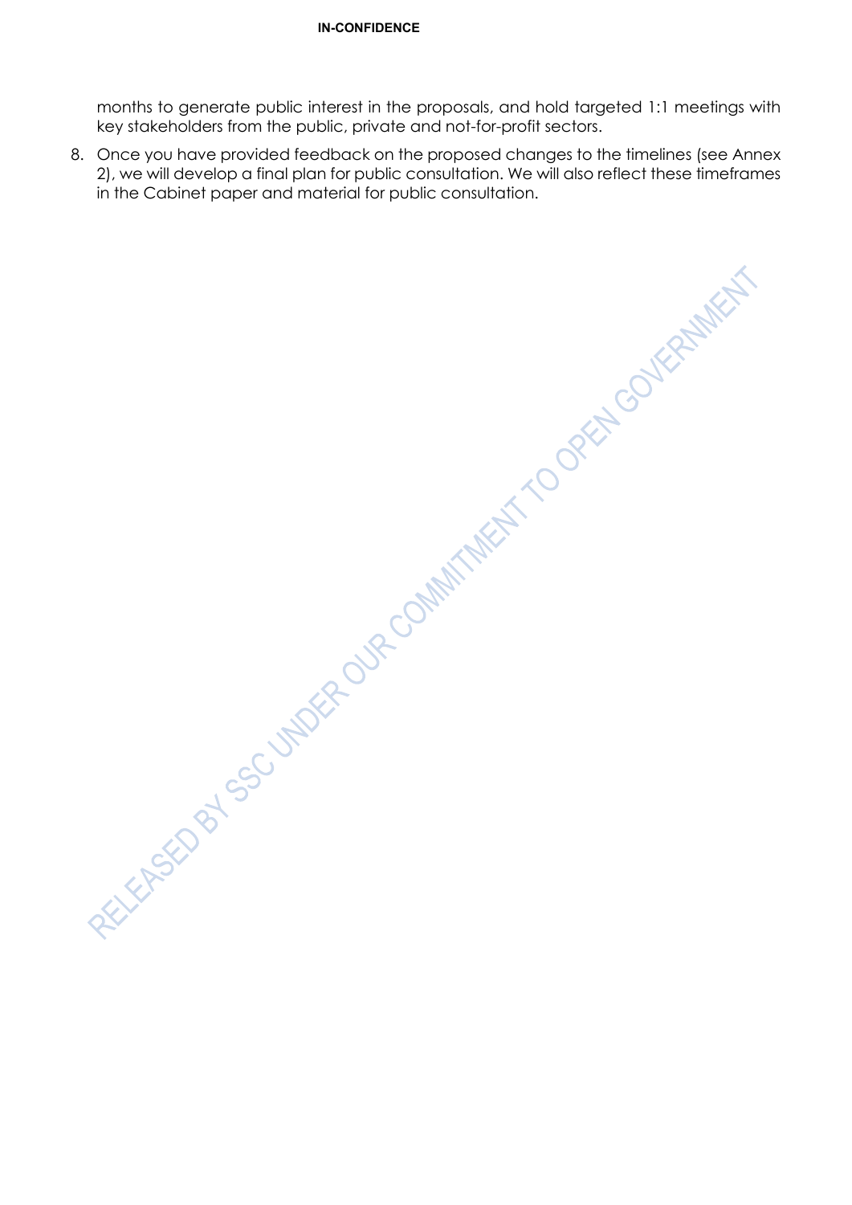months to generate public interest in the proposals, and hold targeted 1:1 meetings with key stakeholders from the public, private and not-for-profit sectors.

8. Once you have provided feedback on the proposed changes to the timelines (see Annex 2), we will develop a final plan for public consultation. We will also reflect these timeframes in the Cabinet paper and material for public consultation.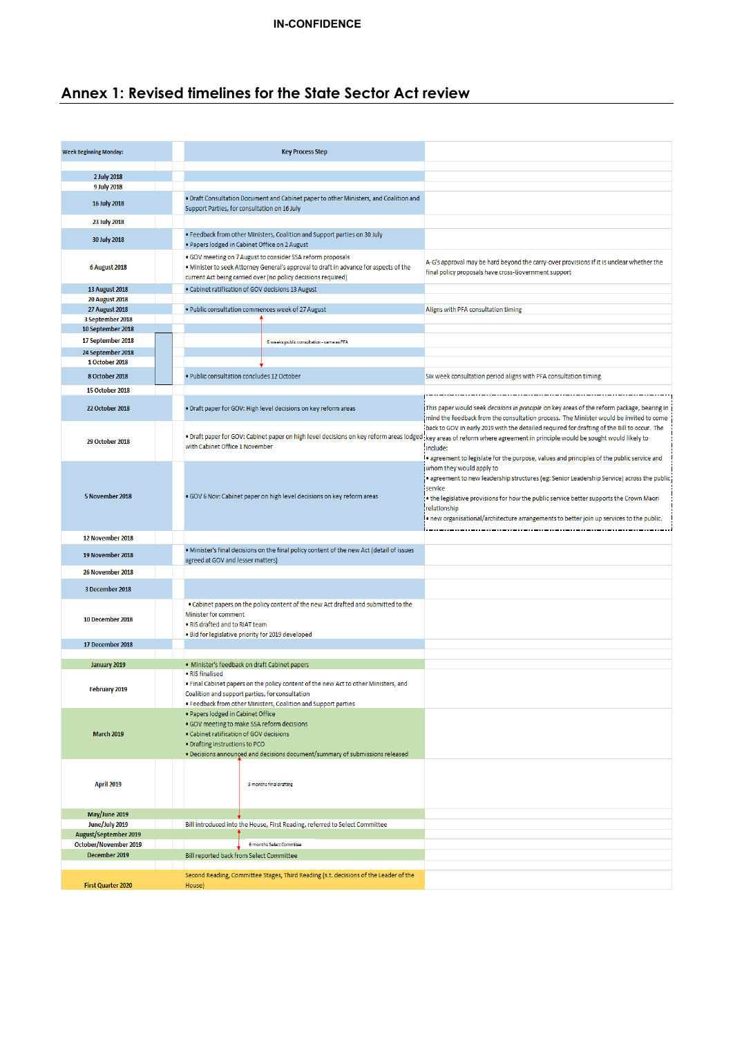**IN-CONFIDENCE**

# Annex 1: Revised timelines for the State Sector Act review

| Week Beginning Monday: | Key Process Step | |
|---|---|---|
| | | |
| 2 July 2018 | | |
| 9 July 2018 | | |
| 16 July 2018 | • Draft Consultation Document and Cabinet paper to other Ministers, and Coalition and Support Parties, for consultation on 16 July | |
| 23 July 2018 | | |
| 30 July 2018 | • Feedback from other Ministers, Coalition and Support parties on 30 July<br>• Papers lodged in Cabinet Office on 2 August | |
| 6 August 2018 | • GOV meeting on 7 August to consider SSA reform proposals<br>• Minister to seek Attorney General's approval to draft in advance for aspects of the current Act being carried over (no policy decisions required) | A-G's approval may be hard beyond the carry-over provisions if it is unclear whether the final policy proposals have cross-Government support |
| 13 August 2018 | • Cabinet ratification of GOV decisions 13 August | |
| 20 August 2018 | | |
| 27 August 2018 | • Public consultation commences week of 27 August | Aligns with PFA consultation timing |
| 3 September 2018 | | |
| 10 September 2018 | | |
| 17 September 2018 | 6 weeks public consultation - same as PFA | |
| 24 September 2018 | | |
| 1 October 2018 | | |
| 8 October 2018 | • Public consultation concludes 12 October | Six week consultation period aligns with PFA consultation timing |
| 15 October 2018 | | |
| 22 October 2018 | • Draft paper for GOV: High level decisions on key reform areas | This paper would seek *decisions in principle* on key areas of the reform package, bearing in mind the feedback from the consultation process. The Minister would be invited to come back to GOV in early 2019 with the detailed required for drafting of the Bill to occur. The key areas of reform where agreement in principle would be sought would likely to include:<br>• agreement to legislate for the purpose, values and principles of the public service and whom they would apply to<br>• agreement to new leadership structures (eg: Senior Leadership Service) across the public service<br>• the legislative provisions for how the public service better supports the Crown Maori relationship<br>• new organisational/architecture arrangements to better join up services to the public. |
| 29 October 2018 | • Draft paper for GOV: Cabinet paper on high level decisions on key reform areas lodged with Cabinet Office 1 November | |
| 5 November 2018 | • GOV 6 Nov: Cabinet paper on high level decisions on key reform areas | |
| 12 November 2018 | | |
| 19 November 2018 | • Minister's final decisions on the final policy content of the new Act (detail of issues agreed at GOV and lesser matters) | |
| 26 November 2018 | | |
| 3 December 2018 | | |
| 10 December 2018 | • Cabinet papers on the policy content of the new Act drafted and submitted to the Minister for comment<br>• RIS drafted and to RIAT team<br>• Bid for legislative priority for 2019 developed | |
| 17 December 2018 | | |
| | | |
| January 2019 | • Minister's feedback on draft Cabinet papers | |
| February 2019 | • RIS finalised<br>• Final Cabinet papers on the policy content of the new Act to other Ministers, and Coalition and support parties, for consultation<br>• Feedback from other Ministers, Coalition and Support parties | |
| March 2019 | • Papers lodged in Cabinet Office<br>• GOV meeting to make SSA reform decisions<br>• Cabinet ratification of GOV decisions<br>• Drafting instructions to PCO<br>• Decisions announced and decisions document/summary of submissions released | |
| April 2019 | 3 months final drafting | |
| May/June 2019 | | |
| June/July 2019 | Bill introduced into the House, First Reading, referred to Select Committee | |
| August/September 2019 | | |
| October/November 2019 | 6 months Select Committee | |
| December 2019 | Bill reported back from Select Committee | |
| | | |
| First Quarter 2020 | Second Reading, Committee Stages, Third Reading (s.t. decisions of the Leader of the House) | |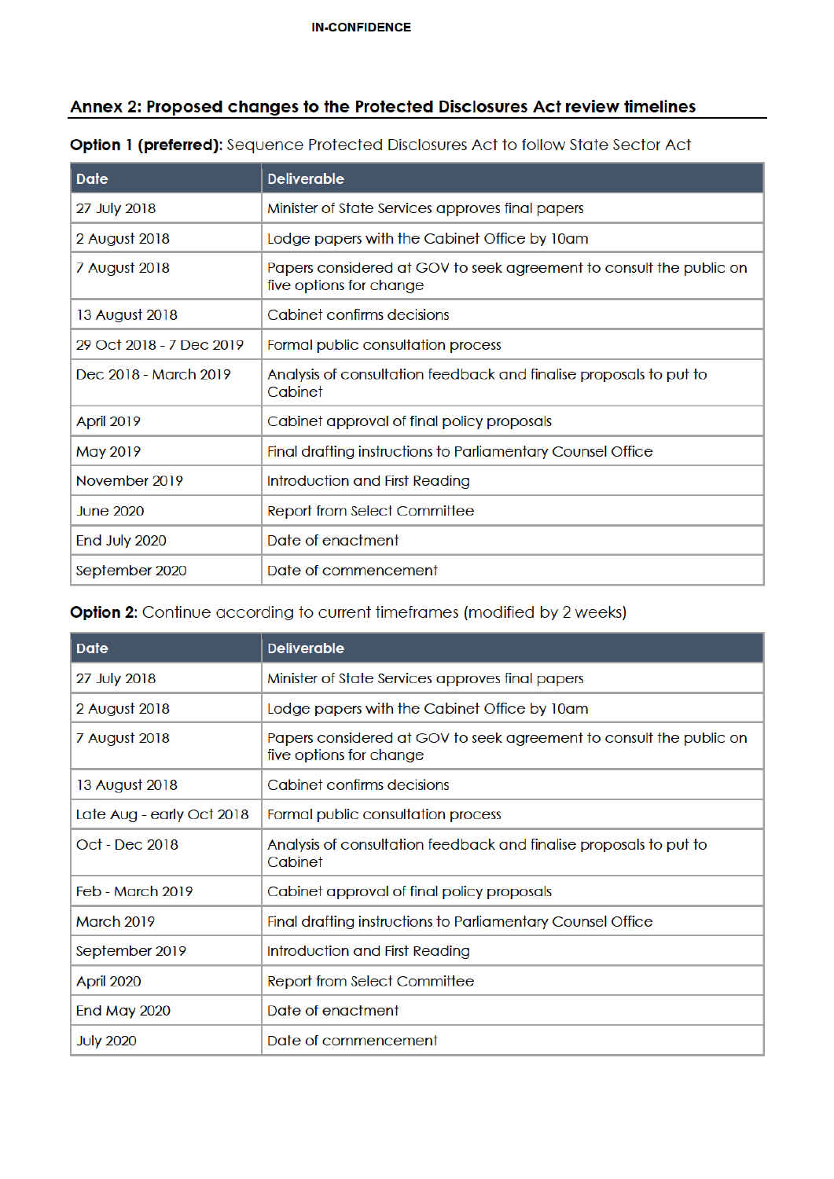IN-CONFIDENCE

## Annex 2: Proposed changes to the Protected Disclosures Act review timelines

**Option 1 (preferred):** Sequence Protected Disclosures Act to follow State Sector Act

| Date | Deliverable |
|---|---|
| 27 July 2018 | Minister of State Services approves final papers |
| 2 August 2018 | Lodge papers with the Cabinet Office by 10am |
| 7 August 2018 | Papers considered at GOV to seek agreement to consult the public on five options for change |
| 13 August 2018 | Cabinet confirms decisions |
| 29 Oct 2018 - 7 Dec 2019 | Formal public consultation process |
| Dec 2018 - March 2019 | Analysis of consultation feedback and finalise proposals to put to Cabinet |
| April 2019 | Cabinet approval of final policy proposals |
| May 2019 | Final drafting instructions to Parliamentary Counsel Office |
| November 2019 | Introduction and First Reading |
| June 2020 | Report from Select Committee |
| End July 2020 | Date of enactment |
| September 2020 | Date of commencement |

**Option 2:** Continue according to current timeframes (modified by 2 weeks)

| Date | Deliverable |
|---|---|
| 27 July 2018 | Minister of State Services approves final papers |
| 2 August 2018 | Lodge papers with the Cabinet Office by 10am |
| 7 August 2018 | Papers considered at GOV to seek agreement to consult the public on five options for change |
| 13 August 2018 | Cabinet confirms decisions |
| Late Aug - early Oct 2018 | Formal public consultation process |
| Oct - Dec 2018 | Analysis of consultation feedback and finalise proposals to put to Cabinet |
| Feb - March 2019 | Cabinet approval of final policy proposals |
| March 2019 | Final drafting instructions to Parliamentary Counsel Office |
| September 2019 | Introduction and First Reading |
| April 2020 | Report from Select Committee |
| End May 2020 | Date of enactment |
| July 2020 | Date of commencement |